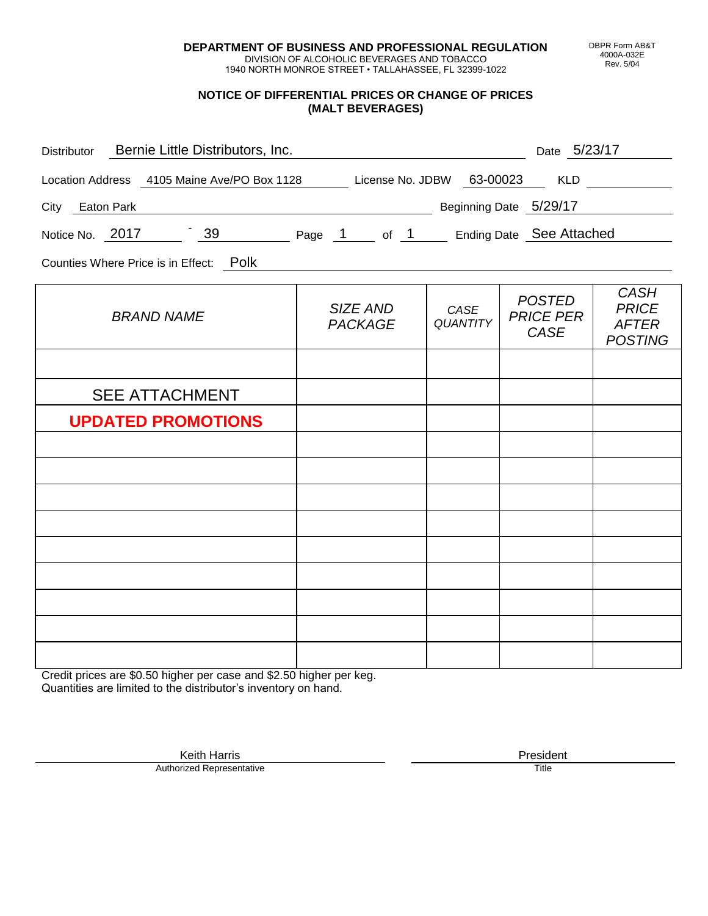**DEPARTMENT OF BUSINESS AND PROFESSIONAL REGULATION**
DIVISION OF ALCOHOLIC BEVERAGES AND TOBACCO
1940 NORTH MONROE STREET • TALLAHASSEE, FL 32399-1022

DBPR Form AB&T
4000A-032E
Rev. 5/04

## NOTICE OF DIFFERENTIAL PRICES OR CHANGE OF PRICES (MALT BEVERAGES)

Distributor: Bernie Little Distributors, Inc. Date: 5/23/17

Location Address: 4105 Maine Ave/PO Box 1128 License No. JDBW: 63-00023 KLD:

City: Eaton Park Beginning Date: 5/29/17

Notice No. 2017 - 39 Page 1 of 1 Ending Date: See Attached

Counties Where Price is in Effect: Polk

| *BRAND NAME* | *SIZE AND PACKAGE* | *CASE QUANTITY* | *POSTED PRICE PER CASE* | *CASH PRICE AFTER POSTING* |
|---|---|---|---|---|
| | | | | |
| SEE ATTACHMENT | | | | |
| **UPDATED PROMOTIONS** | | | | |
| | | | | |
| | | | | |
| | | | | |
| | | | | |
| | | | | |
| | | | | |
| | | | | |
| | | | | |
| | | | | |

Credit prices are $0.50 higher per case and $2.50 higher per keg.
Quantities are limited to the distributor's inventory on hand.

Keith Harris
Authorized Representative

President
Title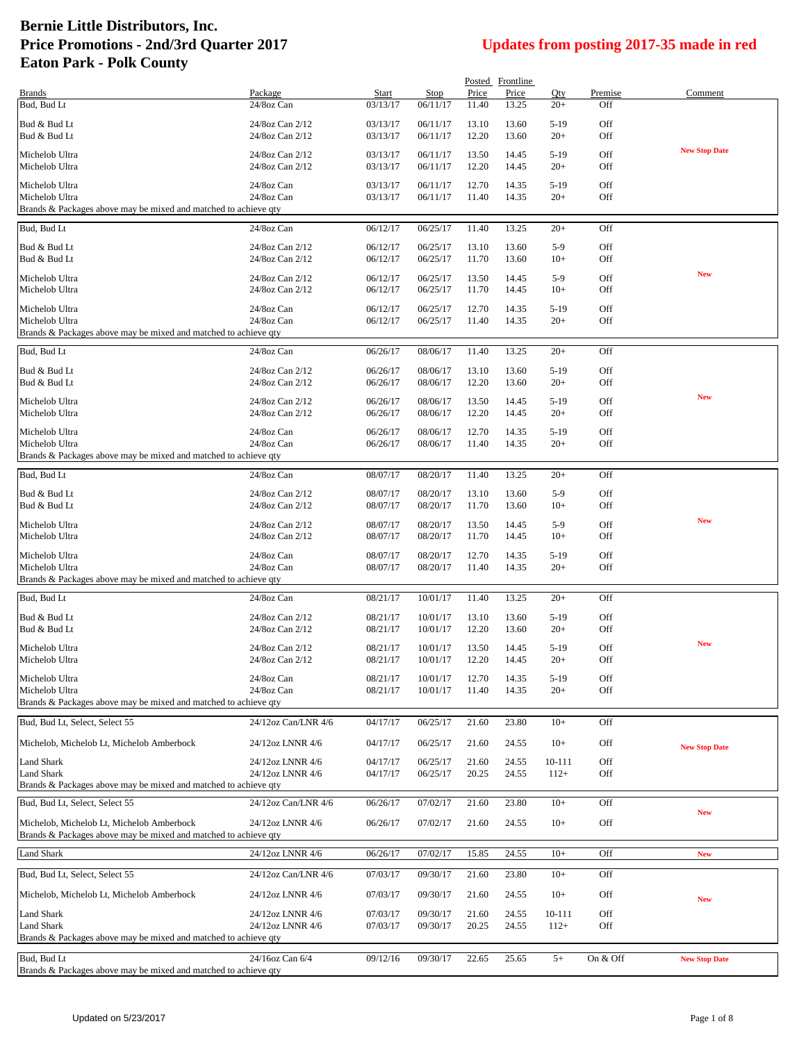# Bernie Little Distributors, Inc.
# Price Promotions - 2nd/3rd Quarter 2017
# Eaton Park - Polk County

**Updates from posting 2017-35 made in red**

| Brands | Package | Start | Stop | Posted Price | Frontline Price | Qty | Premise | Comment |
|---|---|---|---|---|---|---|---|---|
| Bud, Bud Lt | 24/8oz Can | 03/13/17 | 06/11/17 | 11.40 | 13.25 | 20+ | Off | |
| Bud & Bud Lt | 24/8oz Can 2/12 | 03/13/17 | 06/11/17 | 13.10 | 13.60 | 5-19 | Off | |
| Bud & Bud Lt | 24/8oz Can 2/12 | 03/13/17 | 06/11/17 | 12.20 | 13.60 | 20+ | Off | |
| Michelob Ultra | 24/8oz Can 2/12 | 03/13/17 | 06/11/17 | 13.50 | 14.45 | 5-19 | Off | New Stop Date |
| Michelob Ultra | 24/8oz Can 2/12 | 03/13/17 | 06/11/17 | 12.20 | 14.45 | 20+ | Off | |
| Michelob Ultra | 24/8oz Can | 03/13/17 | 06/11/17 | 12.70 | 14.35 | 5-19 | Off | |
| Michelob Ultra | 24/8oz Can | 03/13/17 | 06/11/17 | 11.40 | 14.35 | 20+ | Off | |
| Brands & Packages above may be mixed and matched to achieve qty | | | | | | | | |
| Bud, Bud Lt | 24/8oz Can | 06/12/17 | 06/25/17 | 11.40 | 13.25 | 20+ | Off | |
| Bud & Bud Lt | 24/8oz Can 2/12 | 06/12/17 | 06/25/17 | 13.10 | 13.60 | 5-9 | Off | |
| Bud & Bud Lt | 24/8oz Can 2/12 | 06/12/17 | 06/25/17 | 11.70 | 13.60 | 10+ | Off | |
| Michelob Ultra | 24/8oz Can 2/12 | 06/12/17 | 06/25/17 | 13.50 | 14.45 | 5-9 | Off | New |
| Michelob Ultra | 24/8oz Can 2/12 | 06/12/17 | 06/25/17 | 11.70 | 14.45 | 10+ | Off | |
| Michelob Ultra | 24/8oz Can | 06/12/17 | 06/25/17 | 12.70 | 14.35 | 5-19 | Off | |
| Michelob Ultra | 24/8oz Can | 06/12/17 | 06/25/17 | 11.40 | 14.35 | 20+ | Off | |
| Brands & Packages above may be mixed and matched to achieve qty | | | | | | | | |
| Bud, Bud Lt | 24/8oz Can | 06/26/17 | 08/06/17 | 11.40 | 13.25 | 20+ | Off | |
| Bud & Bud Lt | 24/8oz Can 2/12 | 06/26/17 | 08/06/17 | 13.10 | 13.60 | 5-19 | Off | |
| Bud & Bud Lt | 24/8oz Can 2/12 | 06/26/17 | 08/06/17 | 12.20 | 13.60 | 20+ | Off | |
| Michelob Ultra | 24/8oz Can 2/12 | 06/26/17 | 08/06/17 | 13.50 | 14.45 | 5-19 | Off | New |
| Michelob Ultra | 24/8oz Can 2/12 | 06/26/17 | 08/06/17 | 12.20 | 14.45 | 20+ | Off | |
| Michelob Ultra | 24/8oz Can | 06/26/17 | 08/06/17 | 12.70 | 14.35 | 5-19 | Off | |
| Michelob Ultra | 24/8oz Can | 06/26/17 | 08/06/17 | 11.40 | 14.35 | 20+ | Off | |
| Brands & Packages above may be mixed and matched to achieve qty | | | | | | | | |
| Bud, Bud Lt | 24/8oz Can | 08/07/17 | 08/20/17 | 11.40 | 13.25 | 20+ | Off | |
| Bud & Bud Lt | 24/8oz Can 2/12 | 08/07/17 | 08/20/17 | 13.10 | 13.60 | 5-9 | Off | |
| Bud & Bud Lt | 24/8oz Can 2/12 | 08/07/17 | 08/20/17 | 11.70 | 13.60 | 10+ | Off | |
| Michelob Ultra | 24/8oz Can 2/12 | 08/07/17 | 08/20/17 | 13.50 | 14.45 | 5-9 | Off | New |
| Michelob Ultra | 24/8oz Can 2/12 | 08/07/17 | 08/20/17 | 11.70 | 14.45 | 10+ | Off | |
| Michelob Ultra | 24/8oz Can | 08/07/17 | 08/20/17 | 12.70 | 14.35 | 5-19 | Off | |
| Michelob Ultra | 24/8oz Can | 08/07/17 | 08/20/17 | 11.40 | 14.35 | 20+ | Off | |
| Brands & Packages above may be mixed and matched to achieve qty | | | | | | | | |
| Bud, Bud Lt | 24/8oz Can | 08/21/17 | 10/01/17 | 11.40 | 13.25 | 20+ | Off | |
| Bud & Bud Lt | 24/8oz Can 2/12 | 08/21/17 | 10/01/17 | 13.10 | 13.60 | 5-19 | Off | |
| Bud & Bud Lt | 24/8oz Can 2/12 | 08/21/17 | 10/01/17 | 12.20 | 13.60 | 20+ | Off | |
| Michelob Ultra | 24/8oz Can 2/12 | 08/21/17 | 10/01/17 | 13.50 | 14.45 | 5-19 | Off | New |
| Michelob Ultra | 24/8oz Can 2/12 | 08/21/17 | 10/01/17 | 12.20 | 14.45 | 20+ | Off | |
| Michelob Ultra | 24/8oz Can | 08/21/17 | 10/01/17 | 12.70 | 14.35 | 5-19 | Off | |
| Michelob Ultra | 24/8oz Can | 08/21/17 | 10/01/17 | 11.40 | 14.35 | 20+ | Off | |
| Brands & Packages above may be mixed and matched to achieve qty | | | | | | | | |
| Bud, Bud Lt, Select, Select 55 | 24/12oz Can/LNR 4/6 | 04/17/17 | 06/25/17 | 21.60 | 23.80 | 10+ | Off | |
| Michelob, Michelob Lt, Michelob Amberbock | 24/12oz LNNR 4/6 | 04/17/17 | 06/25/17 | 21.60 | 24.55 | 10+ | Off | New Stop Date |
| Land Shark | 24/12oz LNNR 4/6 | 04/17/17 | 06/25/17 | 21.60 | 24.55 | 10-111 | Off | |
| Land Shark | 24/12oz LNNR 4/6 | 04/17/17 | 06/25/17 | 20.25 | 24.55 | 112+ | Off | |
| Brands & Packages above may be mixed and matched to achieve qty | | | | | | | | |
| Bud, Bud Lt, Select, Select 55 | 24/12oz Can/LNR 4/6 | 06/26/17 | 07/02/17 | 21.60 | 23.80 | 10+ | Off | New |
| Michelob, Michelob Lt, Michelob Amberbock | 24/12oz LNNR 4/6 | 06/26/17 | 07/02/17 | 21.60 | 24.55 | 10+ | Off | |
| Brands & Packages above may be mixed and matched to achieve qty | | | | | | | | |
| Land Shark | 24/12oz LNNR 4/6 | 06/26/17 | 07/02/17 | 15.85 | 24.55 | 10+ | Off | New |
| Bud, Bud Lt, Select, Select 55 | 24/12oz Can/LNR 4/6 | 07/03/17 | 09/30/17 | 21.60 | 23.80 | 10+ | Off | |
| Michelob, Michelob Lt, Michelob Amberbock | 24/12oz LNNR 4/6 | 07/03/17 | 09/30/17 | 21.60 | 24.55 | 10+ | Off | New |
| Land Shark | 24/12oz LNNR 4/6 | 07/03/17 | 09/30/17 | 21.60 | 24.55 | 10-111 | Off | |
| Land Shark | 24/12oz LNNR 4/6 | 07/03/17 | 09/30/17 | 20.25 | 24.55 | 112+ | Off | |
| Brands & Packages above may be mixed and matched to achieve qty | | | | | | | | |
| Bud, Bud Lt | 24/16oz Can 6/4 | 09/12/16 | 09/30/17 | 22.65 | 25.65 | 5+ | On & Off | New Stop Date |
| Brands & Packages above may be mixed and matched to achieve qty | | | | | | | | |

Updated on 5/23/2017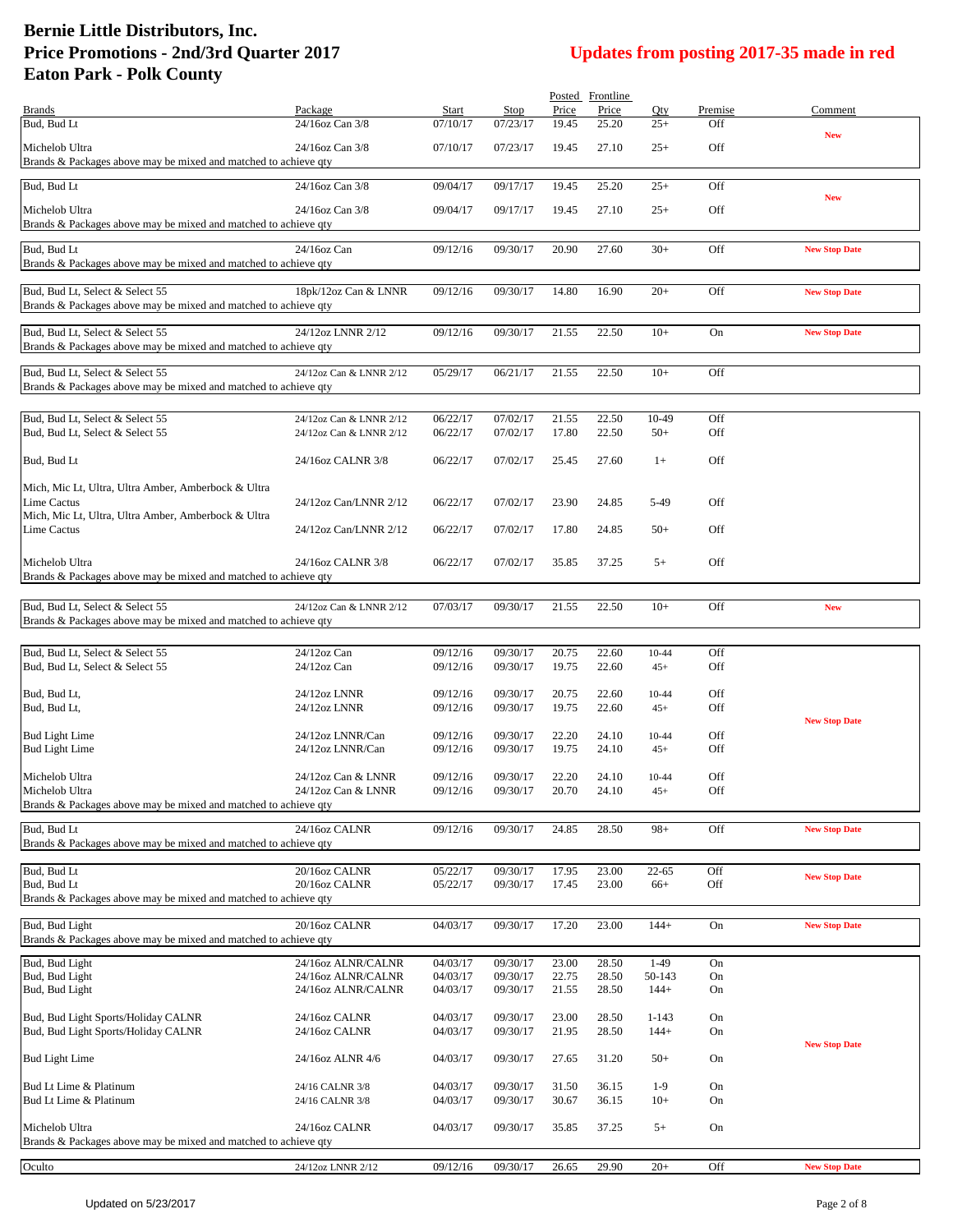# Bernie Little Distributors, Inc.
# Price Promotions - 2nd/3rd Quarter 2017
# Eaton Park - Polk County

**Updates from posting 2017-35 made in red**

| Brands | Package | Start | Stop | Posted Price | Frontline Price | Qty | Premise | Comment |
|---|---|---|---|---|---|---|---|---|
| Bud, Bud Lt | 24/16oz Can 3/8 | 07/10/17 | 07/23/17 | 19.45 | 25.20 | 25+ | Off | New |
| Michelob Ultra | 24/16oz Can 3/8 | 07/10/17 | 07/23/17 | 19.45 | 27.10 | 25+ | Off | |
| Brands & Packages above may be mixed and matched to achieve qty | | | | | | | | |
| Bud, Bud Lt | 24/16oz Can 3/8 | 09/04/17 | 09/17/17 | 19.45 | 25.20 | 25+ | Off | New |
| Michelob Ultra | 24/16oz Can 3/8 | 09/04/17 | 09/17/17 | 19.45 | 27.10 | 25+ | Off | |
| Brands & Packages above may be mixed and matched to achieve qty | | | | | | | | |
| Bud, Bud Lt | 24/16oz Can | 09/12/16 | 09/30/17 | 20.90 | 27.60 | 30+ | Off | New Stop Date |
| Brands & Packages above may be mixed and matched to achieve qty | | | | | | | | |
| Bud, Bud Lt, Select & Select 55 | 18pk/12oz Can & LNNR | 09/12/16 | 09/30/17 | 14.80 | 16.90 | 20+ | Off | New Stop Date |
| Brands & Packages above may be mixed and matched to achieve qty | | | | | | | | |
| Bud, Bud Lt, Select & Select 55 | 24/12oz LNNR 2/12 | 09/12/16 | 09/30/17 | 21.55 | 22.50 | 10+ | On | New Stop Date |
| Brands & Packages above may be mixed and matched to achieve qty | | | | | | | | |
| Bud, Bud Lt, Select & Select 55 | 24/12oz Can & LNNR 2/12 | 05/29/17 | 06/21/17 | 21.55 | 22.50 | 10+ | Off | |
| Brands & Packages above may be mixed and matched to achieve qty | | | | | | | | |
| Bud, Bud Lt, Select & Select 55 | 24/12oz Can & LNNR 2/12 | 06/22/17 | 07/02/17 | 21.55 | 22.50 | 10-49 | Off | |
| Bud, Bud Lt, Select & Select 55 | 24/12oz Can & LNNR 2/12 | 06/22/17 | 07/02/17 | 17.80 | 22.50 | 50+ | Off | |
| Bud, Bud Lt | 24/16oz CALNR 3/8 | 06/22/17 | 07/02/17 | 25.45 | 27.60 | 1+ | Off | |
| Mich, Mic Lt, Ultra, Ultra Amber, Amberbock & Ultra Lime Cactus | 24/12oz Can/LNNR 2/12 | 06/22/17 | 07/02/17 | 23.90 | 24.85 | 5-49 | Off | |
| Mich, Mic Lt, Ultra, Ultra Amber, Amberbock & Ultra Lime Cactus | 24/12oz Can/LNNR 2/12 | 06/22/17 | 07/02/17 | 17.80 | 24.85 | 50+ | Off | |
| Michelob Ultra | 24/16oz CALNR 3/8 | 06/22/17 | 07/02/17 | 35.85 | 37.25 | 5+ | Off | |
| Brands & Packages above may be mixed and matched to achieve qty | | | | | | | | |
| Bud, Bud Lt, Select & Select 55 | 24/12oz Can & LNNR 2/12 | 07/03/17 | 09/30/17 | 21.55 | 22.50 | 10+ | Off | New |
| Brands & Packages above may be mixed and matched to achieve qty | | | | | | | | |
| Bud, Bud Lt, Select & Select 55 | 24/12oz Can | 09/12/16 | 09/30/17 | 20.75 | 22.60 | 10-44 | Off | New Stop Date |
| Bud, Bud Lt, Select & Select 55 | 24/12oz Can | 09/12/16 | 09/30/17 | 19.75 | 22.60 | 45+ | Off | |
| Bud, Bud Lt, | 24/12oz LNNR | 09/12/16 | 09/30/17 | 20.75 | 22.60 | 10-44 | Off | |
| Bud, Bud Lt, | 24/12oz LNNR | 09/12/16 | 09/30/17 | 19.75 | 22.60 | 45+ | Off | |
| Bud Light Lime | 24/12oz LNNR/Can | 09/12/16 | 09/30/17 | 22.20 | 24.10 | 10-44 | Off | |
| Bud Light Lime | 24/12oz LNNR/Can | 09/12/16 | 09/30/17 | 19.75 | 24.10 | 45+ | Off | |
| Michelob Ultra | 24/12oz Can & LNNR | 09/12/16 | 09/30/17 | 22.20 | 24.10 | 10-44 | Off | |
| Michelob Ultra | 24/12oz Can & LNNR | 09/12/16 | 09/30/17 | 20.70 | 24.10 | 45+ | Off | |
| Brands & Packages above may be mixed and matched to achieve qty | | | | | | | | |
| Bud, Bud Lt | 24/16oz CALNR | 09/12/16 | 09/30/17 | 24.85 | 28.50 | 98+ | Off | New Stop Date |
| Brands & Packages above may be mixed and matched to achieve qty | | | | | | | | |
| Bud, Bud Lt | 20/16oz CALNR | 05/22/17 | 09/30/17 | 17.95 | 23.00 | 22-65 | Off | New Stop Date |
| Bud, Bud Lt | 20/16oz CALNR | 05/22/17 | 09/30/17 | 17.45 | 23.00 | 66+ | Off | |
| Brands & Packages above may be mixed and matched to achieve qty | | | | | | | | |
| Bud, Bud Light | 20/16oz CALNR | 04/03/17 | 09/30/17 | 17.20 | 23.00 | 144+ | On | New Stop Date |
| Brands & Packages above may be mixed and matched to achieve qty | | | | | | | | |
| Bud, Bud Light | 24/16oz ALNR/CALNR | 04/03/17 | 09/30/17 | 23.00 | 28.50 | 1-49 | On | New Stop Date |
| Bud, Bud Light | 24/16oz ALNR/CALNR | 04/03/17 | 09/30/17 | 22.75 | 28.50 | 50-143 | On | |
| Bud, Bud Light | 24/16oz ALNR/CALNR | 04/03/17 | 09/30/17 | 21.55 | 28.50 | 144+ | On | |
| Bud, Bud Light Sports/Holiday CALNR | 24/16oz CALNR | 04/03/17 | 09/30/17 | 23.00 | 28.50 | 1-143 | On | |
| Bud, Bud Light Sports/Holiday CALNR | 24/16oz CALNR | 04/03/17 | 09/30/17 | 21.95 | 28.50 | 144+ | On | |
| Bud Light Lime | 24/16oz ALNR 4/6 | 04/03/17 | 09/30/17 | 27.65 | 31.20 | 50+ | On | |
| Bud Lt Lime & Platinum | 24/16 CALNR 3/8 | 04/03/17 | 09/30/17 | 31.50 | 36.15 | 1-9 | On | |
| Bud Lt Lime & Platinum | 24/16 CALNR 3/8 | 04/03/17 | 09/30/17 | 30.67 | 36.15 | 10+ | On | |
| Michelob Ultra | 24/16oz CALNR | 04/03/17 | 09/30/17 | 35.85 | 37.25 | 5+ | On | |
| Brands & Packages above may be mixed and matched to achieve qty | | | | | | | | |
| Oculto | 24/12oz LNNR 2/12 | 09/12/16 | 09/30/17 | 26.65 | 29.90 | 20+ | Off | New Stop Date |

Updated on 5/23/2017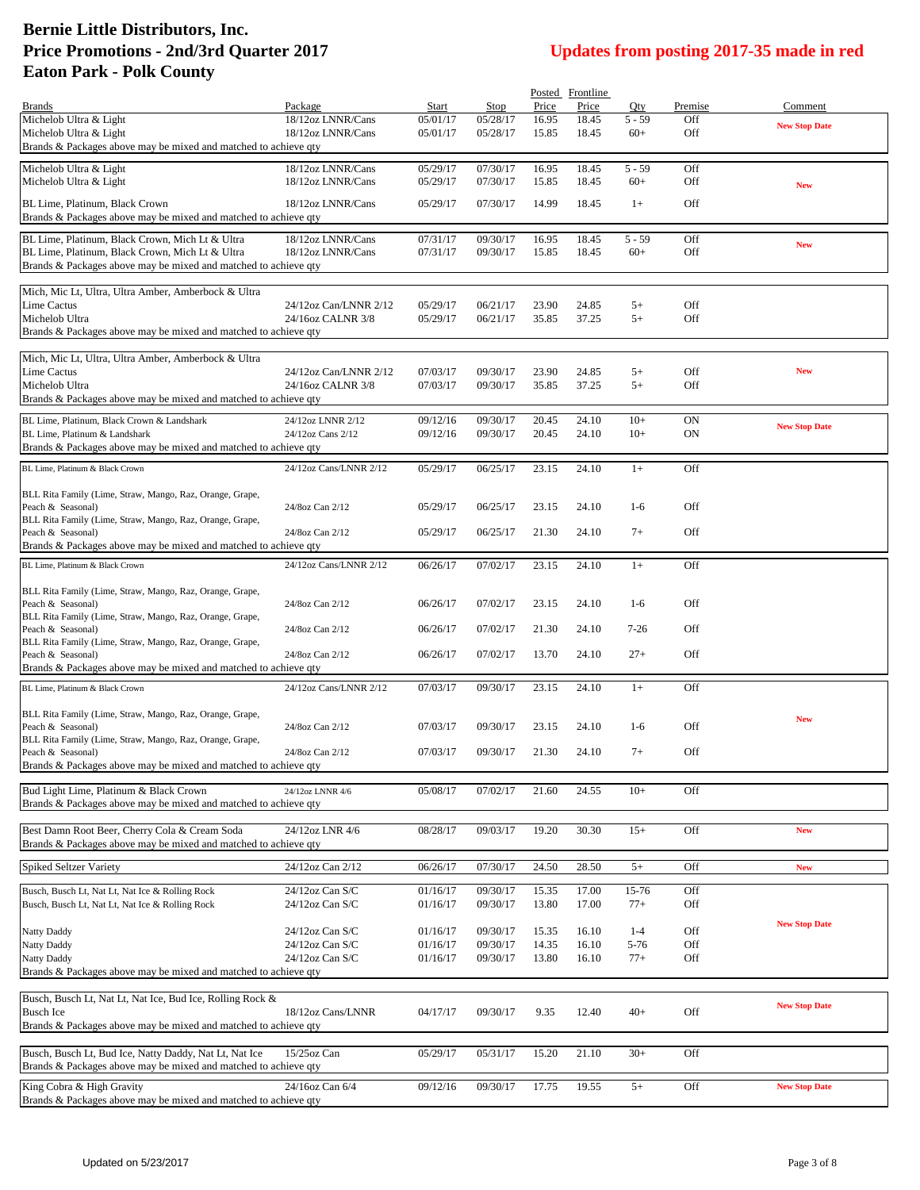# Bernie Little Distributors, Inc.
# Price Promotions - 2nd/3rd Quarter 2017
# Eaton Park - Polk County

## Updates from posting 2017-35 made in red

| Brands | Package | Start | Stop | Posted Price | Frontline Price | Qty | Premise | Comment |
|---|---|---|---|---|---|---|---|---|
| Michelob Ultra & Light | 18/12oz LNNR/Cans | 05/01/17 | 05/28/17 | 16.95 | 18.45 | 5 - 59 | Off | New Stop Date |
| Michelob Ultra & Light | 18/12oz LNNR/Cans | 05/01/17 | 05/28/17 | 15.85 | 18.45 | 60+ | Off | |
| Brands & Packages above may be mixed and matched to achieve qty | | | | | | | | |
| Michelob Ultra & Light | 18/12oz LNNR/Cans | 05/29/17 | 07/30/17 | 16.95 | 18.45 | 5 - 59 | Off | New |
| Michelob Ultra & Light | 18/12oz LNNR/Cans | 05/29/17 | 07/30/17 | 15.85 | 18.45 | 60+ | Off | |
| BL Lime, Platinum, Black Crown | 18/12oz LNNR/Cans | 05/29/17 | 07/30/17 | 14.99 | 18.45 | 1+ | Off | |
| Brands & Packages above may be mixed and matched to achieve qty | | | | | | | | |
| BL Lime, Platinum, Black Crown, Mich Lt & Ultra | 18/12oz LNNR/Cans | 07/31/17 | 09/30/17 | 16.95 | 18.45 | 5 - 59 | Off | New |
| BL Lime, Platinum, Black Crown, Mich Lt & Ultra | 18/12oz LNNR/Cans | 07/31/17 | 09/30/17 | 15.85 | 18.45 | 60+ | Off | |
| Brands & Packages above may be mixed and matched to achieve qty | | | | | | | | |
| Mich, Mic Lt, Ultra, Ultra Amber, Amberbock & Ultra Lime Cactus | 24/12oz Can/LNNR 2/12 | 05/29/17 | 06/21/17 | 23.90 | 24.85 | 5+ | Off | |
| Michelob Ultra | 24/16oz CALNR 3/8 | 05/29/17 | 06/21/17 | 35.85 | 37.25 | 5+ | Off | |
| Brands & Packages above may be mixed and matched to achieve qty | | | | | | | | |
| Mich, Mic Lt, Ultra, Ultra Amber, Amberbock & Ultra Lime Cactus | 24/12oz Can/LNNR 2/12 | 07/03/17 | 09/30/17 | 23.90 | 24.85 | 5+ | Off | New |
| Michelob Ultra | 24/16oz CALNR 3/8 | 07/03/17 | 09/30/17 | 35.85 | 37.25 | 5+ | Off | |
| Brands & Packages above may be mixed and matched to achieve qty | | | | | | | | |
| BL Lime, Platinum, Black Crown & Landshark | 24/12oz LNNR 2/12 | 09/12/16 | 09/30/17 | 20.45 | 24.10 | 10+ | ON | New Stop Date |
| BL Lime, Platinum & Landshark | 24/12oz Cans 2/12 | 09/12/16 | 09/30/17 | 20.45 | 24.10 | 10+ | ON | |
| Brands & Packages above may be mixed and matched to achieve qty | | | | | | | | |
| BL Lime, Platinum & Black Crown | 24/12oz Cans/LNNR 2/12 | 05/29/17 | 06/25/17 | 23.15 | 24.10 | 1+ | Off | |
| BLL Rita Family (Lime, Straw, Mango, Raz, Orange, Grape, Peach & Seasonal) | 24/8oz Can 2/12 | 05/29/17 | 06/25/17 | 23.15 | 24.10 | 1-6 | Off | |
| BLL Rita Family (Lime, Straw, Mango, Raz, Orange, Grape, Peach & Seasonal) | 24/8oz Can 2/12 | 05/29/17 | 06/25/17 | 21.30 | 24.10 | 7+ | Off | |
| Brands & Packages above may be mixed and matched to achieve qty | | | | | | | | |
| BL Lime, Platinum & Black Crown | 24/12oz Cans/LNNR 2/12 | 06/26/17 | 07/02/17 | 23.15 | 24.10 | 1+ | Off | |
| BLL Rita Family (Lime, Straw, Mango, Raz, Orange, Grape, Peach & Seasonal) | 24/8oz Can 2/12 | 06/26/17 | 07/02/17 | 23.15 | 24.10 | 1-6 | Off | |
| BLL Rita Family (Lime, Straw, Mango, Raz, Orange, Grape, Peach & Seasonal) | 24/8oz Can 2/12 | 06/26/17 | 07/02/17 | 21.30 | 24.10 | 7-26 | Off | |
| BLL Rita Family (Lime, Straw, Mango, Raz, Orange, Grape, Peach & Seasonal) | 24/8oz Can 2/12 | 06/26/17 | 07/02/17 | 13.70 | 24.10 | 27+ | Off | |
| Brands & Packages above may be mixed and matched to achieve qty | | | | | | | | |
| BL Lime, Platinum & Black Crown | 24/12oz Cans/LNNR 2/12 | 07/03/17 | 09/30/17 | 23.15 | 24.10 | 1+ | Off | New |
| BLL Rita Family (Lime, Straw, Mango, Raz, Orange, Grape, Peach & Seasonal) | 24/8oz Can 2/12 | 07/03/17 | 09/30/17 | 23.15 | 24.10 | 1-6 | Off | |
| BLL Rita Family (Lime, Straw, Mango, Raz, Orange, Grape, Peach & Seasonal) | 24/8oz Can 2/12 | 07/03/17 | 09/30/17 | 21.30 | 24.10 | 7+ | Off | |
| Brands & Packages above may be mixed and matched to achieve qty | | | | | | | | |
| Bud Light Lime, Platinum & Black Crown | 24/12oz LNNR 4/6 | 05/08/17 | 07/02/17 | 21.60 | 24.55 | 10+ | Off | |
| Brands & Packages above may be mixed and matched to achieve qty | | | | | | | | |
| Best Damn Root Beer, Cherry Cola & Cream Soda | 24/12oz LNR 4/6 | 08/28/17 | 09/03/17 | 19.20 | 30.30 | 15+ | Off | New |
| Brands & Packages above may be mixed and matched to achieve qty | | | | | | | | |
| Spiked Seltzer Variety | 24/12oz Can 2/12 | 06/26/17 | 07/30/17 | 24.50 | 28.50 | 5+ | Off | New |
| Busch, Busch Lt, Nat Lt, Nat Ice & Rolling Rock | 24/12oz Can S/C | 01/16/17 | 09/30/17 | 15.35 | 17.00 | 15-76 | Off | New Stop Date |
| Busch, Busch Lt, Nat Lt, Nat Ice & Rolling Rock | 24/12oz Can S/C | 01/16/17 | 09/30/17 | 13.80 | 17.00 | 77+ | Off | |
| Natty Daddy | 24/12oz Can S/C | 01/16/17 | 09/30/17 | 15.35 | 16.10 | 1-4 | Off | |
| Natty Daddy | 24/12oz Can S/C | 01/16/17 | 09/30/17 | 14.35 | 16.10 | 5-76 | Off | |
| Natty Daddy | 24/12oz Can S/C | 01/16/17 | 09/30/17 | 13.80 | 16.10 | 77+ | Off | |
| Brands & Packages above may be mixed and matched to achieve qty | | | | | | | | |
| Busch, Busch Lt, Nat Lt, Nat Ice, Bud Ice, Rolling Rock & Busch Ice | 18/12oz Cans/LNNR | 04/17/17 | 09/30/17 | 9.35 | 12.40 | 40+ | Off | New Stop Date |
| Brands & Packages above may be mixed and matched to achieve qty | | | | | | | | |
| Busch, Busch Lt, Bud Ice, Natty Daddy, Nat Lt, Nat Ice | 15/25oz Can | 05/29/17 | 05/31/17 | 15.20 | 21.10 | 30+ | Off | |
| Brands & Packages above may be mixed and matched to achieve qty | | | | | | | | |
| King Cobra & High Gravity | 24/16oz Can 6/4 | 09/12/16 | 09/30/17 | 17.75 | 19.55 | 5+ | Off | New Stop Date |
| Brands & Packages above may be mixed and matched to achieve qty | | | | | | | | |

Updated on 5/23/2017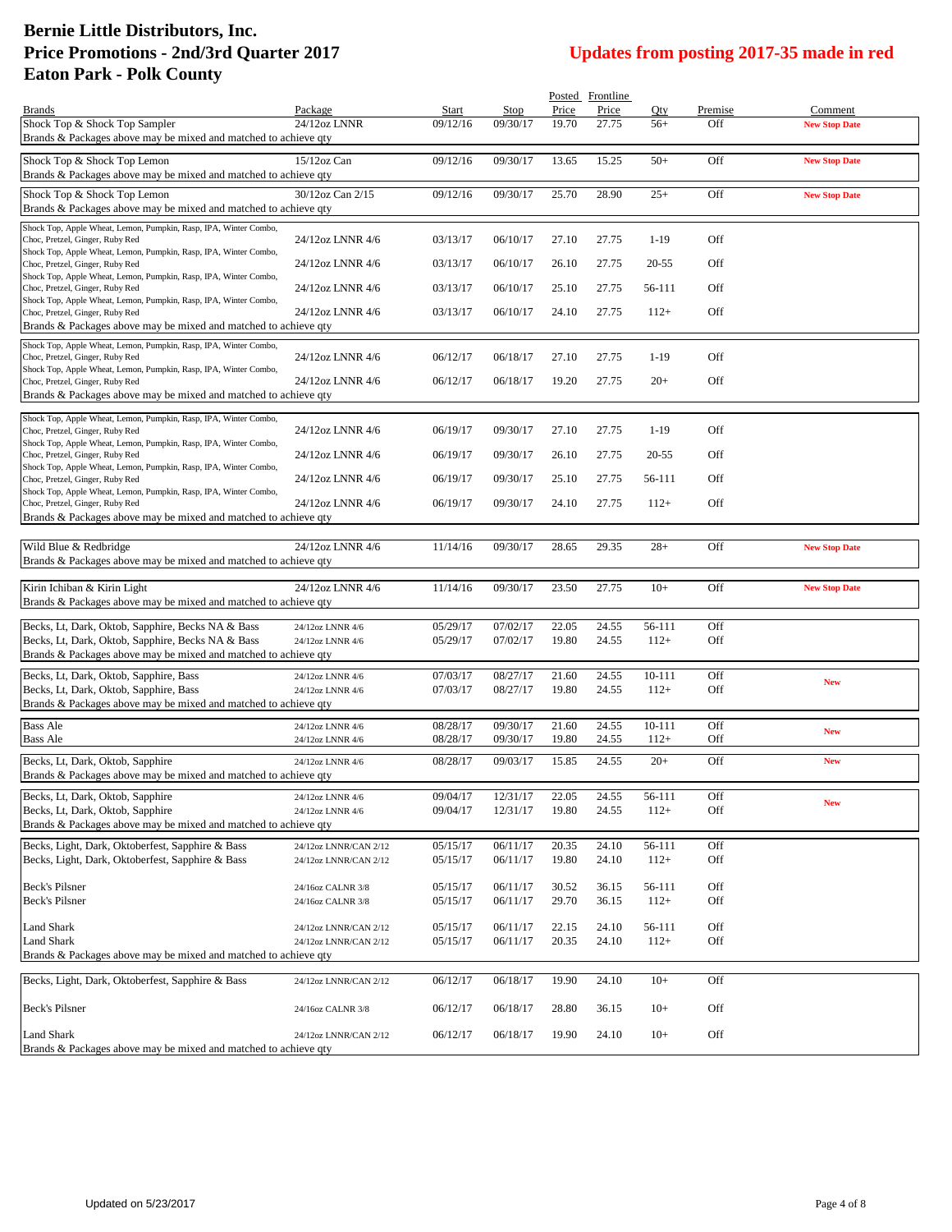# Bernie Little Distributors, Inc.
# Price Promotions - 2nd/3rd Quarter 2017
# Eaton Park - Polk County

## Updates from posting 2017-35 made in red

| Brands | Package | Start | Stop | Posted Price | Frontline Price | Qty | Premise | Comment |
|---|---|---|---|---|---|---|---|---|
| Shock Top & Shock Top Sampler | 24/12oz LNNR | 09/12/16 | 09/30/17 | 19.70 | 27.75 | 56+ | Off | New Stop Date |
| Brands & Packages above may be mixed and matched to achieve qty | | | | | | | | |
| Shock Top & Shock Top Lemon | 15/12oz Can | 09/12/16 | 09/30/17 | 13.65 | 15.25 | 50+ | Off | New Stop Date |
| Brands & Packages above may be mixed and matched to achieve qty | | | | | | | | |
| Shock Top & Shock Top Lemon | 30/12oz Can 2/15 | 09/12/16 | 09/30/17 | 25.70 | 28.90 | 25+ | Off | New Stop Date |
| Brands & Packages above may be mixed and matched to achieve qty | | | | | | | | |
| Shock Top, Apple Wheat, Lemon, Pumpkin, Rasp, IPA, Winter Combo, Choc, Pretzel, Ginger, Ruby Red | 24/12oz LNNR 4/6 | 03/13/17 | 06/10/17 | 27.10 | 27.75 | 1-19 | Off | |
| Shock Top, Apple Wheat, Lemon, Pumpkin, Rasp, IPA, Winter Combo, Choc, Pretzel, Ginger, Ruby Red | 24/12oz LNNR 4/6 | 03/13/17 | 06/10/17 | 26.10 | 27.75 | 20-55 | Off | |
| Shock Top, Apple Wheat, Lemon, Pumpkin, Rasp, IPA, Winter Combo, Choc, Pretzel, Ginger, Ruby Red | 24/12oz LNNR 4/6 | 03/13/17 | 06/10/17 | 25.10 | 27.75 | 56-111 | Off | |
| Shock Top, Apple Wheat, Lemon, Pumpkin, Rasp, IPA, Winter Combo, Choc, Pretzel, Ginger, Ruby Red | 24/12oz LNNR 4/6 | 03/13/17 | 06/10/17 | 24.10 | 27.75 | 112+ | Off | |
| Brands & Packages above may be mixed and matched to achieve qty | | | | | | | | |
| Shock Top, Apple Wheat, Lemon, Pumpkin, Rasp, IPA, Winter Combo, Choc, Pretzel, Ginger, Ruby Red | 24/12oz LNNR 4/6 | 06/12/17 | 06/18/17 | 27.10 | 27.75 | 1-19 | Off | |
| Shock Top, Apple Wheat, Lemon, Pumpkin, Rasp, IPA, Winter Combo, Choc, Pretzel, Ginger, Ruby Red | 24/12oz LNNR 4/6 | 06/12/17 | 06/18/17 | 19.20 | 27.75 | 20+ | Off | |
| Brands & Packages above may be mixed and matched to achieve qty | | | | | | | | |
| Shock Top, Apple Wheat, Lemon, Pumpkin, Rasp, IPA, Winter Combo, Choc, Pretzel, Ginger, Ruby Red | 24/12oz LNNR 4/6 | 06/19/17 | 09/30/17 | 27.10 | 27.75 | 1-19 | Off | |
| Shock Top, Apple Wheat, Lemon, Pumpkin, Rasp, IPA, Winter Combo, Choc, Pretzel, Ginger, Ruby Red | 24/12oz LNNR 4/6 | 06/19/17 | 09/30/17 | 26.10 | 27.75 | 20-55 | Off | |
| Shock Top, Apple Wheat, Lemon, Pumpkin, Rasp, IPA, Winter Combo, Choc, Pretzel, Ginger, Ruby Red | 24/12oz LNNR 4/6 | 06/19/17 | 09/30/17 | 25.10 | 27.75 | 56-111 | Off | |
| Shock Top, Apple Wheat, Lemon, Pumpkin, Rasp, IPA, Winter Combo, Choc, Pretzel, Ginger, Ruby Red | 24/12oz LNNR 4/6 | 06/19/17 | 09/30/17 | 24.10 | 27.75 | 112+ | Off | |
| Brands & Packages above may be mixed and matched to achieve qty | | | | | | | | |
| Wild Blue & Redbridge | 24/12oz LNNR 4/6 | 11/14/16 | 09/30/17 | 28.65 | 29.35 | 28+ | Off | New Stop Date |
| Brands & Packages above may be mixed and matched to achieve qty | | | | | | | | |
| Kirin Ichiban & Kirin Light | 24/12oz LNNR 4/6 | 11/14/16 | 09/30/17 | 23.50 | 27.75 | 10+ | Off | New Stop Date |
| Brands & Packages above may be mixed and matched to achieve qty | | | | | | | | |
| Becks, Lt, Dark, Oktob, Sapphire, Becks NA & Bass | 24/12oz LNNR 4/6 | 05/29/17 | 07/02/17 | 22.05 | 24.55 | 56-111 | Off | |
| Becks, Lt, Dark, Oktob, Sapphire, Becks NA & Bass | 24/12oz LNNR 4/6 | 05/29/17 | 07/02/17 | 19.80 | 24.55 | 112+ | Off | |
| Brands & Packages above may be mixed and matched to achieve qty | | | | | | | | |
| Becks, Lt, Dark, Oktob, Sapphire, Bass | 24/12oz LNNR 4/6 | 07/03/17 | 08/27/17 | 21.60 | 24.55 | 10-111 | Off | New |
| Becks, Lt, Dark, Oktob, Sapphire, Bass | 24/12oz LNNR 4/6 | 07/03/17 | 08/27/17 | 19.80 | 24.55 | 112+ | Off | |
| Brands & Packages above may be mixed and matched to achieve qty | | | | | | | | |
| Bass Ale | 24/12oz LNNR 4/6 | 08/28/17 | 09/30/17 | 21.60 | 24.55 | 10-111 | Off | New |
| Bass Ale | 24/12oz LNNR 4/6 | 08/28/17 | 09/30/17 | 19.80 | 24.55 | 112+ | Off | |
| Becks, Lt, Dark, Oktob, Sapphire | 24/12oz LNNR 4/6 | 08/28/17 | 09/03/17 | 15.85 | 24.55 | 20+ | Off | New |
| Brands & Packages above may be mixed and matched to achieve qty | | | | | | | | |
| Becks, Lt, Dark, Oktob, Sapphire | 24/12oz LNNR 4/6 | 09/04/17 | 12/31/17 | 22.05 | 24.55 | 56-111 | Off | New |
| Becks, Lt, Dark, Oktob, Sapphire | 24/12oz LNNR 4/6 | 09/04/17 | 12/31/17 | 19.80 | 24.55 | 112+ | Off | |
| Brands & Packages above may be mixed and matched to achieve qty | | | | | | | | |
| Becks, Light, Dark, Oktoberfest, Sapphire & Bass | 24/12oz LNNR/CAN 2/12 | 05/15/17 | 06/11/17 | 20.35 | 24.10 | 56-111 | Off | |
| Becks, Light, Dark, Oktoberfest, Sapphire & Bass | 24/12oz LNNR/CAN 2/12 | 05/15/17 | 06/11/17 | 19.80 | 24.10 | 112+ | Off | |
| Beck's Pilsner | 24/16oz CALNR 3/8 | 05/15/17 | 06/11/17 | 30.52 | 36.15 | 56-111 | Off | |
| Beck's Pilsner | 24/16oz CALNR 3/8 | 05/15/17 | 06/11/17 | 29.70 | 36.15 | 112+ | Off | |
| Land Shark | 24/12oz LNNR/CAN 2/12 | 05/15/17 | 06/11/17 | 22.15 | 24.10 | 56-111 | Off | |
| Land Shark | 24/12oz LNNR/CAN 2/12 | 05/15/17 | 06/11/17 | 20.35 | 24.10 | 112+ | Off | |
| Brands & Packages above may be mixed and matched to achieve qty | | | | | | | | |
| Becks, Light, Dark, Oktoberfest, Sapphire & Bass | 24/12oz LNNR/CAN 2/12 | 06/12/17 | 06/18/17 | 19.90 | 24.10 | 10+ | Off | |
| Beck's Pilsner | 24/16oz CALNR 3/8 | 06/12/17 | 06/18/17 | 28.80 | 36.15 | 10+ | Off | |
| Land Shark | 24/12oz LNNR/CAN 2/12 | 06/12/17 | 06/18/17 | 19.90 | 24.10 | 10+ | Off | |
| Brands & Packages above may be mixed and matched to achieve qty | | | | | | | | |

Updated on 5/23/2017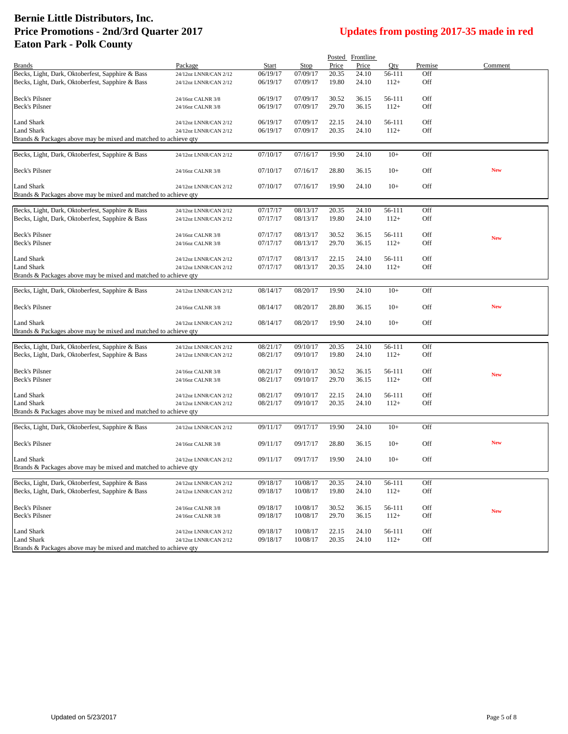# Bernie Little Distributors, Inc.
# Price Promotions - 2nd/3rd Quarter 2017
# Eaton Park - Polk County

## Updates from posting 2017-35 made in red

| Brands | Package | Start | Stop | Posted Price | Frontline Price | Qty | Premise | Comment |
|---|---|---|---|---|---|---|---|---|
| Becks, Light, Dark, Oktoberfest, Sapphire & Bass | 24/12oz LNNR/CAN 2/12 | 06/19/17 | 07/09/17 | 20.35 | 24.10 | 56-111 | Off | |
| Becks, Light, Dark, Oktoberfest, Sapphire & Bass | 24/12oz LNNR/CAN 2/12 | 06/19/17 | 07/09/17 | 19.80 | 24.10 | 112+ | Off | |
| Beck's Pilsner | 24/16oz CALNR 3/8 | 06/19/17 | 07/09/17 | 30.52 | 36.15 | 56-111 | Off | |
| Beck's Pilsner | 24/16oz CALNR 3/8 | 06/19/17 | 07/09/17 | 29.70 | 36.15 | 112+ | Off | |
| Land Shark | 24/12oz LNNR/CAN 2/12 | 06/19/17 | 07/09/17 | 22.15 | 24.10 | 56-111 | Off | |
| Land Shark | 24/12oz LNNR/CAN 2/12 | 06/19/17 | 07/09/17 | 20.35 | 24.10 | 112+ | Off | |
| Brands & Packages above may be mixed and matched to achieve qty | | | | | | | | |
| Becks, Light, Dark, Oktoberfest, Sapphire & Bass | 24/12oz LNNR/CAN 2/12 | 07/10/17 | 07/16/17 | 19.90 | 24.10 | 10+ | Off | |
| Beck's Pilsner | 24/16oz CALNR 3/8 | 07/10/17 | 07/16/17 | 28.80 | 36.15 | 10+ | Off | New |
| Land Shark | 24/12oz LNNR/CAN 2/12 | 07/10/17 | 07/16/17 | 19.90 | 24.10 | 10+ | Off | |
| Brands & Packages above may be mixed and matched to achieve qty | | | | | | | | |
| Becks, Light, Dark, Oktoberfest, Sapphire & Bass | 24/12oz LNNR/CAN 2/12 | 07/17/17 | 08/13/17 | 20.35 | 24.10 | 56-111 | Off | |
| Becks, Light, Dark, Oktoberfest, Sapphire & Bass | 24/12oz LNNR/CAN 2/12 | 07/17/17 | 08/13/17 | 19.80 | 24.10 | 112+ | Off | |
| Beck's Pilsner | 24/16oz CALNR 3/8 | 07/17/17 | 08/13/17 | 30.52 | 36.15 | 56-111 | Off | New |
| Beck's Pilsner | 24/16oz CALNR 3/8 | 07/17/17 | 08/13/17 | 29.70 | 36.15 | 112+ | Off | |
| Land Shark | 24/12oz LNNR/CAN 2/12 | 07/17/17 | 08/13/17 | 22.15 | 24.10 | 56-111 | Off | |
| Land Shark | 24/12oz LNNR/CAN 2/12 | 07/17/17 | 08/13/17 | 20.35 | 24.10 | 112+ | Off | |
| Brands & Packages above may be mixed and matched to achieve qty | | | | | | | | |
| Becks, Light, Dark, Oktoberfest, Sapphire & Bass | 24/12oz LNNR/CAN 2/12 | 08/14/17 | 08/20/17 | 19.90 | 24.10 | 10+ | Off | |
| Beck's Pilsner | 24/16oz CALNR 3/8 | 08/14/17 | 08/20/17 | 28.80 | 36.15 | 10+ | Off | New |
| Land Shark | 24/12oz LNNR/CAN 2/12 | 08/14/17 | 08/20/17 | 19.90 | 24.10 | 10+ | Off | |
| Brands & Packages above may be mixed and matched to achieve qty | | | | | | | | |
| Becks, Light, Dark, Oktoberfest, Sapphire & Bass | 24/12oz LNNR/CAN 2/12 | 08/21/17 | 09/10/17 | 20.35 | 24.10 | 56-111 | Off | |
| Becks, Light, Dark, Oktoberfest, Sapphire & Bass | 24/12oz LNNR/CAN 2/12 | 08/21/17 | 09/10/17 | 19.80 | 24.10 | 112+ | Off | |
| Beck's Pilsner | 24/16oz CALNR 3/8 | 08/21/17 | 09/10/17 | 30.52 | 36.15 | 56-111 | Off | New |
| Beck's Pilsner | 24/16oz CALNR 3/8 | 08/21/17 | 09/10/17 | 29.70 | 36.15 | 112+ | Off | |
| Land Shark | 24/12oz LNNR/CAN 2/12 | 08/21/17 | 09/10/17 | 22.15 | 24.10 | 56-111 | Off | |
| Land Shark | 24/12oz LNNR/CAN 2/12 | 08/21/17 | 09/10/17 | 20.35 | 24.10 | 112+ | Off | |
| Brands & Packages above may be mixed and matched to achieve qty | | | | | | | | |
| Becks, Light, Dark, Oktoberfest, Sapphire & Bass | 24/12oz LNNR/CAN 2/12 | 09/11/17 | 09/17/17 | 19.90 | 24.10 | 10+ | Off | |
| Beck's Pilsner | 24/16oz CALNR 3/8 | 09/11/17 | 09/17/17 | 28.80 | 36.15 | 10+ | Off | New |
| Land Shark | 24/12oz LNNR/CAN 2/12 | 09/11/17 | 09/17/17 | 19.90 | 24.10 | 10+ | Off | |
| Brands & Packages above may be mixed and matched to achieve qty | | | | | | | | |
| Becks, Light, Dark, Oktoberfest, Sapphire & Bass | 24/12oz LNNR/CAN 2/12 | 09/18/17 | 10/08/17 | 20.35 | 24.10 | 56-111 | Off | |
| Becks, Light, Dark, Oktoberfest, Sapphire & Bass | 24/12oz LNNR/CAN 2/12 | 09/18/17 | 10/08/17 | 19.80 | 24.10 | 112+ | Off | |
| Beck's Pilsner | 24/16oz CALNR 3/8 | 09/18/17 | 10/08/17 | 30.52 | 36.15 | 56-111 | Off | New |
| Beck's Pilsner | 24/16oz CALNR 3/8 | 09/18/17 | 10/08/17 | 29.70 | 36.15 | 112+ | Off | |
| Land Shark | 24/12oz LNNR/CAN 2/12 | 09/18/17 | 10/08/17 | 22.15 | 24.10 | 56-111 | Off | |
| Land Shark | 24/12oz LNNR/CAN 2/12 | 09/18/17 | 10/08/17 | 20.35 | 24.10 | 112+ | Off | |
| Brands & Packages above may be mixed and matched to achieve qty | | | | | | | | |

Updated on 5/23/2017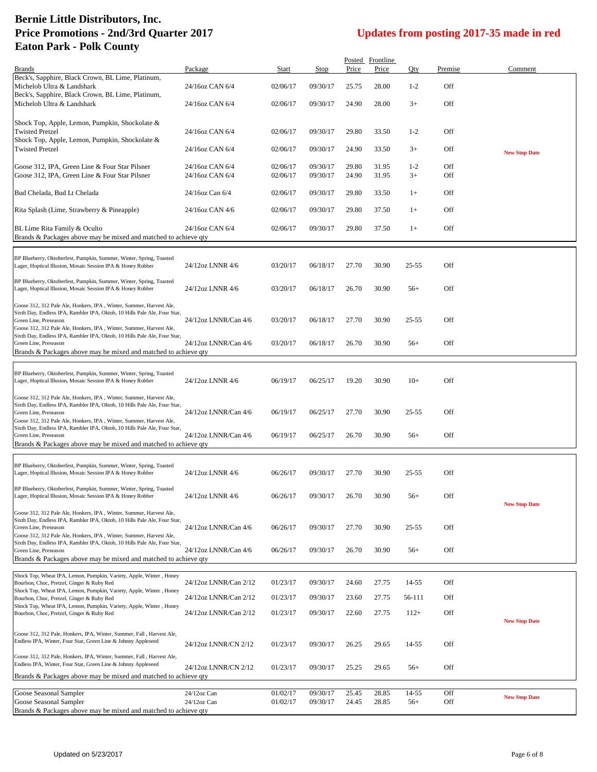# Bernie Little Distributors, Inc.
# Price Promotions - 2nd/3rd Quarter 2017
# Eaton Park - Polk County

**Updates from posting 2017-35 made in red**

| Brands | Package | Start | Stop | Posted Price | Frontline Price | Qty | Premise | Comment |
|---|---|---|---|---|---|---|---|---|
| Beck's, Sapphire, Black Crown, BL Lime, Platinum, Michelob Ultra & Landshark | 24/16oz CAN 6/4 | 02/06/17 | 09/30/17 | 25.75 | 28.00 | 1-2 | Off | |
| Beck's, Sapphire, Black Crown, BL Lime, Platinum, Michelob Ultra & Landshark | 24/16oz CAN 6/4 | 02/06/17 | 09/30/17 | 24.90 | 28.00 | 3+ | Off | |
| Shock Top, Apple, Lemon, Pumpkin, Shockolate & Twisted Pretzel | 24/16oz CAN 6/4 | 02/06/17 | 09/30/17 | 29.80 | 33.50 | 1-2 | Off | |
| Shock Top, Apple, Lemon, Pumpkin, Shockolate & Twisted Pretzel | 24/16oz CAN 6/4 | 02/06/17 | 09/30/17 | 24.90 | 33.50 | 3+ | Off | New Stop Date |
| Goose 312, IPA, Green Line & Four Star Pilsner | 24/16oz CAN 6/4 | 02/06/17 | 09/30/17 | 29.80 | 31.95 | 1-2 | Off | |
| Goose 312, IPA, Green Line & Four Star Pilsner | 24/16oz CAN 6/4 | 02/06/17 | 09/30/17 | 24.90 | 31.95 | 3+ | Off | |
| Bud Chelada, Bud Lt Chelada | 24/16oz Can 6/4 | 02/06/17 | 09/30/17 | 29.80 | 33.50 | 1+ | Off | |
| Rita Splash (Lime, Strawberry & Pineapple) | 24/16oz CAN 4/6 | 02/06/17 | 09/30/17 | 29.80 | 37.50 | 1+ | Off | |
| BL Lime Rita Family & Oculto | 24/16oz CAN 6/4 | 02/06/17 | 09/30/17 | 29.80 | 37.50 | 1+ | Off | |
| Brands & Packages above may be mixed and matched to achieve qty | | | | | | | | |
| BP Blueberry, Oktoberfest, Pumpkin, Summer, Winter, Spring, Toasted Lager, Hoptical Illusion, Mosaic Session IPA & Honey Robber | 24/12oz LNNR 4/6 | 03/20/17 | 06/18/17 | 27.70 | 30.90 | 25-55 | Off | |
| BP Blueberry, Oktoberfest, Pumpkin, Summer, Winter, Spring, Toasted Lager, Hoptical Illusion, Mosaic Session IPA & Honey Robber | 24/12oz LNNR 4/6 | 03/20/17 | 06/18/17 | 26.70 | 30.90 | 56+ | Off | |
| Goose 312, 312 Pale Ale, Honkers, IPA , Winter, Summer, Harvest Ale, Sixth Day, Endless IPA, Rambler IPA, Oktob, 10 Hills Pale Ale, Four Star, Green Line, Preseason | 24/12oz LNNR/Can 4/6 | 03/20/17 | 06/18/17 | 27.70 | 30.90 | 25-55 | Off | |
| Goose 312, 312 Pale Ale, Honkers, IPA , Winter, Summer, Harvest Ale, Sixth Day, Endless IPA, Rambler IPA, Oktob, 10 Hills Pale Ale, Four Star, Green Line, Preseason | 24/12oz LNNR/Can 4/6 | 03/20/17 | 06/18/17 | 26.70 | 30.90 | 56+ | Off | |
| Brands & Packages above may be mixed and matched to achieve qty | | | | | | | | |
| BP Blueberry, Oktoberfest, Pumpkin, Summer, Winter, Spring, Toasted Lager, Hoptical Illusion, Mosaic Session IPA & Honey Robber | 24/12oz LNNR 4/6 | 06/19/17 | 06/25/17 | 19.20 | 30.90 | 10+ | Off | |
| Goose 312, 312 Pale Ale, Honkers, IPA , Winter, Summer, Harvest Ale, Sixth Day, Endless IPA, Rambler IPA, Oktob, 10 Hills Pale Ale, Four Star, Green Line, Preseason | 24/12oz LNNR/Can 4/6 | 06/19/17 | 06/25/17 | 27.70 | 30.90 | 25-55 | Off | |
| Goose 312, 312 Pale Ale, Honkers, IPA , Winter, Summer, Harvest Ale, Sixth Day, Endless IPA, Rambler IPA, Oktob, 10 Hills Pale Ale, Four Star, Green Line, Preseason | 24/12oz LNNR/Can 4/6 | 06/19/17 | 06/25/17 | 26.70 | 30.90 | 56+ | Off | |
| Brands & Packages above may be mixed and matched to achieve qty | | | | | | | | |
| BP Blueberry, Oktoberfest, Pumpkin, Summer, Winter, Spring, Toasted Lager, Hoptical Illusion, Mosaic Session IPA & Honey Robber | 24/12oz LNNR 4/6 | 06/26/17 | 09/30/17 | 27.70 | 30.90 | 25-55 | Off | |
| BP Blueberry, Oktoberfest, Pumpkin, Summer, Winter, Spring, Toasted Lager, Hoptical Illusion, Mosaic Session IPA & Honey Robber | 24/12oz LNNR 4/6 | 06/26/17 | 09/30/17 | 26.70 | 30.90 | 56+ | Off | New Stop Date |
| Goose 312, 312 Pale Ale, Honkers, IPA , Winter, Summer, Harvest Ale, Sixth Day, Endless IPA, Rambler IPA, Oktob, 10 Hills Pale Ale, Four Star, Green Line, Preseason | 24/12oz LNNR/Can 4/6 | 06/26/17 | 09/30/17 | 27.70 | 30.90 | 25-55 | Off | |
| Goose 312, 312 Pale Ale, Honkers, IPA , Winter, Summer, Harvest Ale, Sixth Day, Endless IPA, Rambler IPA, Oktob, 10 Hills Pale Ale, Four Star, Green Line, Preseason | 24/12oz LNNR/Can 4/6 | 06/26/17 | 09/30/17 | 26.70 | 30.90 | 56+ | Off | |
| Brands & Packages above may be mixed and matched to achieve qty | | | | | | | | |
| Shock Top, Wheat IPA, Lemon, Pumpkin, Variety, Apple, Winter , Honey Bourbon, Choc, Pretzel, Ginger & Ruby Red | 24/12oz LNNR/Can 2/12 | 01/23/17 | 09/30/17 | 24.60 | 27.75 | 14-55 | Off | |
| Shock Top, Wheat IPA, Lemon, Pumpkin, Variety, Apple, Winter , Honey Bourbon, Choc, Pretzel, Ginger & Ruby Red | 24/12oz LNNR/Can 2/12 | 01/23/17 | 09/30/17 | 23.60 | 27.75 | 56-111 | Off | |
| Shock Top, Wheat IPA, Lemon, Pumpkin, Variety, Apple, Winter , Honey Bourbon, Choc, Pretzel, Ginger & Ruby Red | 24/12oz LNNR/Can 2/12 | 01/23/17 | 09/30/17 | 22.60 | 27.75 | 112+ | Off | New Stop Date |
| Goose 312, 312 Pale, Honkers, IPA, Winter, Summer, Fall , Harvest Ale, Endless IPA, Winter, Four Star, Green Line & Johnny Appleseed | 24/12oz LNNR/CN 2/12 | 01/23/17 | 09/30/17 | 26.25 | 29.65 | 14-55 | Off | |
| Goose 312, 312 Pale, Honkers, IPA, Winter, Summer, Fall , Harvest Ale, Endless IPA, Winter, Four Star, Green Line & Johnny Appleseed | 24/12oz LNNR/CN 2/12 | 01/23/17 | 09/30/17 | 25.25 | 29.65 | 56+ | Off | |
| Brands & Packages above may be mixed and matched to achieve qty | | | | | | | | |
| Goose Seasonal Sampler | 24/12oz Can | 01/02/17 | 09/30/17 | 25.45 | 28.85 | 14-55 | Off | New Stop Date |
| Goose Seasonal Sampler | 24/12oz Can | 01/02/17 | 09/30/17 | 24.45 | 28.85 | 56+ | Off | |
| Brands & Packages above may be mixed and matched to achieve qty | | | | | | | | |

Updated on 5/23/2017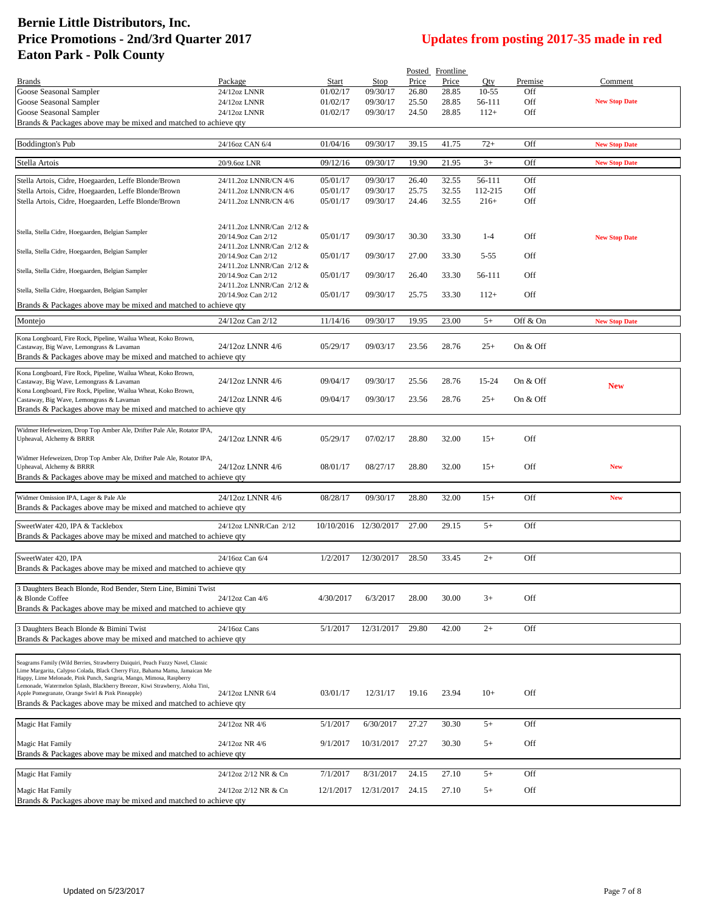# Bernie Little Distributors, Inc.
# Price Promotions - 2nd/3rd Quarter 2017
# Eaton Park - Polk County

## Updates from posting 2017-35 made in red

| Brands | Package | Start | Stop | Posted Price | Frontline Price | Qty | Premise | Comment |
|---|---|---|---|---|---|---|---|---|
| Goose Seasonal Sampler | 24/12oz LNNR | 01/02/17 | 09/30/17 | 26.80 | 28.85 | 10-55 | Off | |
| Goose Seasonal Sampler | 24/12oz LNNR | 01/02/17 | 09/30/17 | 25.50 | 28.85 | 56-111 | Off | New Stop Date |
| Goose Seasonal Sampler | 24/12oz LNNR | 01/02/17 | 09/30/17 | 24.50 | 28.85 | 112+ | Off | |
| Brands & Packages above may be mixed and matched to achieve qty | | | | | | | | |
| Boddington's Pub | 24/16oz CAN 6/4 | 01/04/16 | 09/30/17 | 39.15 | 41.75 | 72+ | Off | New Stop Date |
| Stella Artois | 20/9.6oz LNR | 09/12/16 | 09/30/17 | 19.90 | 21.95 | 3+ | Off | New Stop Date |
| Stella Artois, Cidre, Hoegaarden, Leffe Blonde/Brown | 24/11.2oz LNNR/CN 4/6 | 05/01/17 | 09/30/17 | 26.40 | 32.55 | 56-111 | Off | |
| Stella Artois, Cidre, Hoegaarden, Leffe Blonde/Brown | 24/11.2oz LNNR/CN 4/6 | 05/01/17 | 09/30/17 | 25.75 | 32.55 | 112-215 | Off | |
| Stella Artois, Cidre, Hoegaarden, Leffe Blonde/Brown | 24/11.2oz LNNR/CN 4/6 | 05/01/17 | 09/30/17 | 24.46 | 32.55 | 216+ | Off | |
| Stella, Stella Cidre, Hoegaarden, Belgian Sampler | 24/11.2oz LNNR/Can 2/12 & 20/14.9oz Can 2/12 | 05/01/17 | 09/30/17 | 30.30 | 33.30 | 1-4 | Off | New Stop Date |
| Stella, Stella Cidre, Hoegaarden, Belgian Sampler | 24/11.2oz LNNR/Can 2/12 & 20/14.9oz Can 2/12 | 05/01/17 | 09/30/17 | 27.00 | 33.30 | 5-55 | Off | |
| Stella, Stella Cidre, Hoegaarden, Belgian Sampler | 24/11.2oz LNNR/Can 2/12 & 20/14.9oz Can 2/12 | 05/01/17 | 09/30/17 | 26.40 | 33.30 | 56-111 | Off | |
| Stella, Stella Cidre, Hoegaarden, Belgian Sampler | 24/11.2oz LNNR/Can 2/12 & 20/14.9oz Can 2/12 | 05/01/17 | 09/30/17 | 25.75 | 33.30 | 112+ | Off | |
| Brands & Packages above may be mixed and matched to achieve qty | | | | | | | | |
| Montejo | 24/12oz Can 2/12 | 11/14/16 | 09/30/17 | 19.95 | 23.00 | 5+ | Off & On | New Stop Date |
| Kona Longboard, Fire Rock, Pipeline, Wailua Wheat, Koko Brown, Castaway, Big Wave, Lemongrass & Lavaman | 24/12oz LNNR 4/6 | 05/29/17 | 09/03/17 | 23.56 | 28.76 | 25+ | On & Off | |
| Brands & Packages above may be mixed and matched to achieve qty | | | | | | | | |
| Kona Longboard, Fire Rock, Pipeline, Wailua Wheat, Koko Brown, Castaway, Big Wave, Lemongrass & Lavaman | 24/12oz LNNR 4/6 | 09/04/17 | 09/30/17 | 25.56 | 28.76 | 15-24 | On & Off | New |
| Kona Longboard, Fire Rock, Pipeline, Wailua Wheat, Koko Brown, Castaway, Big Wave, Lemongrass & Lavaman | 24/12oz LNNR 4/6 | 09/04/17 | 09/30/17 | 23.56 | 28.76 | 25+ | On & Off | |
| Brands & Packages above may be mixed and matched to achieve qty | | | | | | | | |
| Widmer Hefeweizen, Drop Top Amber Ale, Drifter Pale Ale, Rotator IPA, Upheaval, Alchemy & BRRR | 24/12oz LNNR 4/6 | 05/29/17 | 07/02/17 | 28.80 | 32.00 | 15+ | Off | |
| Widmer Hefeweizen, Drop Top Amber Ale, Drifter Pale Ale, Rotator IPA, Upheaval, Alchemy & BRRR | 24/12oz LNNR 4/6 | 08/01/17 | 08/27/17 | 28.80 | 32.00 | 15+ | Off | New |
| Brands & Packages above may be mixed and matched to achieve qty | | | | | | | | |
| Widmer Omission IPA, Lager & Pale Ale | 24/12oz LNNR 4/6 | 08/28/17 | 09/30/17 | 28.80 | 32.00 | 15+ | Off | New |
| Brands & Packages above may be mixed and matched to achieve qty | | | | | | | | |
| SweetWater 420, IPA & Tacklebox | 24/12oz LNNR/Can 2/12 | 10/10/2016 | 12/30/2017 | 27.00 | 29.15 | 5+ | Off | |
| Brands & Packages above may be mixed and matched to achieve qty | | | | | | | | |
| SweetWater 420, IPA | 24/16oz Can 6/4 | 1/2/2017 | 12/30/2017 | 28.50 | 33.45 | 2+ | Off | |
| Brands & Packages above may be mixed and matched to achieve qty | | | | | | | | |
| 3 Daughters Beach Blonde, Rod Bender, Stern Line, Bimini Twist & Blonde Coffee | 24/12oz Can 4/6 | 4/30/2017 | 6/3/2017 | 28.00 | 30.00 | 3+ | Off | |
| Brands & Packages above may be mixed and matched to achieve qty | | | | | | | | |
| 3 Daughters Beach Blonde & Bimini Twist | 24/16oz Cans | 5/1/2017 | 12/31/2017 | 29.80 | 42.00 | 2+ | Off | |
| Brands & Packages above may be mixed and matched to achieve qty | | | | | | | | |
| Seagrams Family (Wild Berries, Strawberry Daiquiri, Peach Fuzzy Navel, Classic Lime Margarita, Calypso Colada, Black Cherry Fizz, Bahama Mama, Jamaican Me Happy, Lime Melonade, Pink Punch, Sangria, Mango, Mimosa, Raspberry Lemonade, Watermelon Splash, Blackberry Breezer, Kiwi Strawberry, Aloha Tini, Apple Pomegranate, Orange Swirl & Pink Pineapple) | 24/12oz LNNR 6/4 | 03/01/17 | 12/31/17 | 19.16 | 23.94 | 10+ | Off | |
| Brands & Packages above may be mixed and matched to achieve qty | | | | | | | | |
| Magic Hat Family | 24/12oz NR 4/6 | 5/1/2017 | 6/30/2017 | 27.27 | 30.30 | 5+ | Off | |
| Magic Hat Family | 24/12oz NR 4/6 | 9/1/2017 | 10/31/2017 | 27.27 | 30.30 | 5+ | Off | |
| Brands & Packages above may be mixed and matched to achieve qty | | | | | | | | |
| Magic Hat Family | 24/12oz 2/12 NR & Cn | 7/1/2017 | 8/31/2017 | 24.15 | 27.10 | 5+ | Off | |
| Magic Hat Family | 24/12oz 2/12 NR & Cn | 12/1/2017 | 12/31/2017 | 24.15 | 27.10 | 5+ | Off | |
| Brands & Packages above may be mixed and matched to achieve qty | | | | | | | | |

Updated on 5/23/2017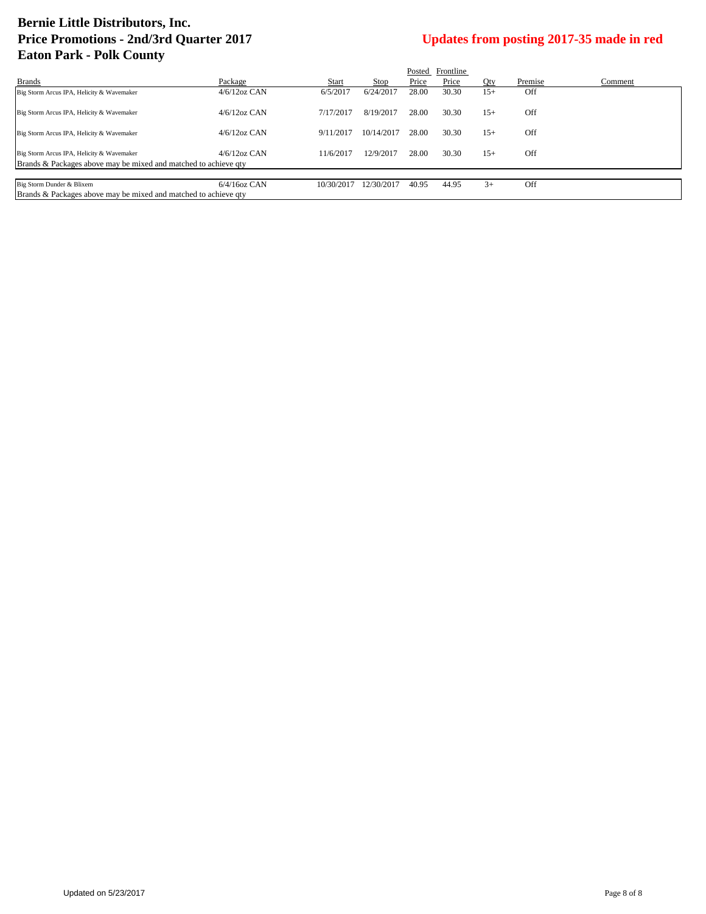# Bernie Little Distributors, Inc.
# Price Promotions - 2nd/3rd Quarter 2017
# Eaton Park - Polk County

**Updates from posting 2017-35 made in red**

| Brands | Package | Start | Stop | Posted Price | Frontline Price | Qty | Premise | Comment |
|---|---|---|---|---|---|---|---|---|
| Big Storm Arcus IPA, Helicity & Wavemaker | 4/6/12oz CAN | 6/5/2017 | 6/24/2017 | 28.00 | 30.30 | 15+ | Off | |
| Big Storm Arcus IPA, Helicity & Wavemaker | 4/6/12oz CAN | 7/17/2017 | 8/19/2017 | 28.00 | 30.30 | 15+ | Off | |
| Big Storm Arcus IPA, Helicity & Wavemaker | 4/6/12oz CAN | 9/11/2017 | 10/14/2017 | 28.00 | 30.30 | 15+ | Off | |
| Big Storm Arcus IPA, Helicity & Wavemaker | 4/6/12oz CAN | 11/6/2017 | 12/9/2017 | 28.00 | 30.30 | 15+ | Off | |
| Brands & Packages above may be mixed and matched to achieve qty | | | | | | | | |
| Big Storm Dunder & Blixem | 6/4/16oz CAN | 10/30/2017 | 12/30/2017 | 40.95 | 44.95 | 3+ | Off | |
| Brands & Packages above may be mixed and matched to achieve qty | | | | | | | | |

Updated on 5/23/2017